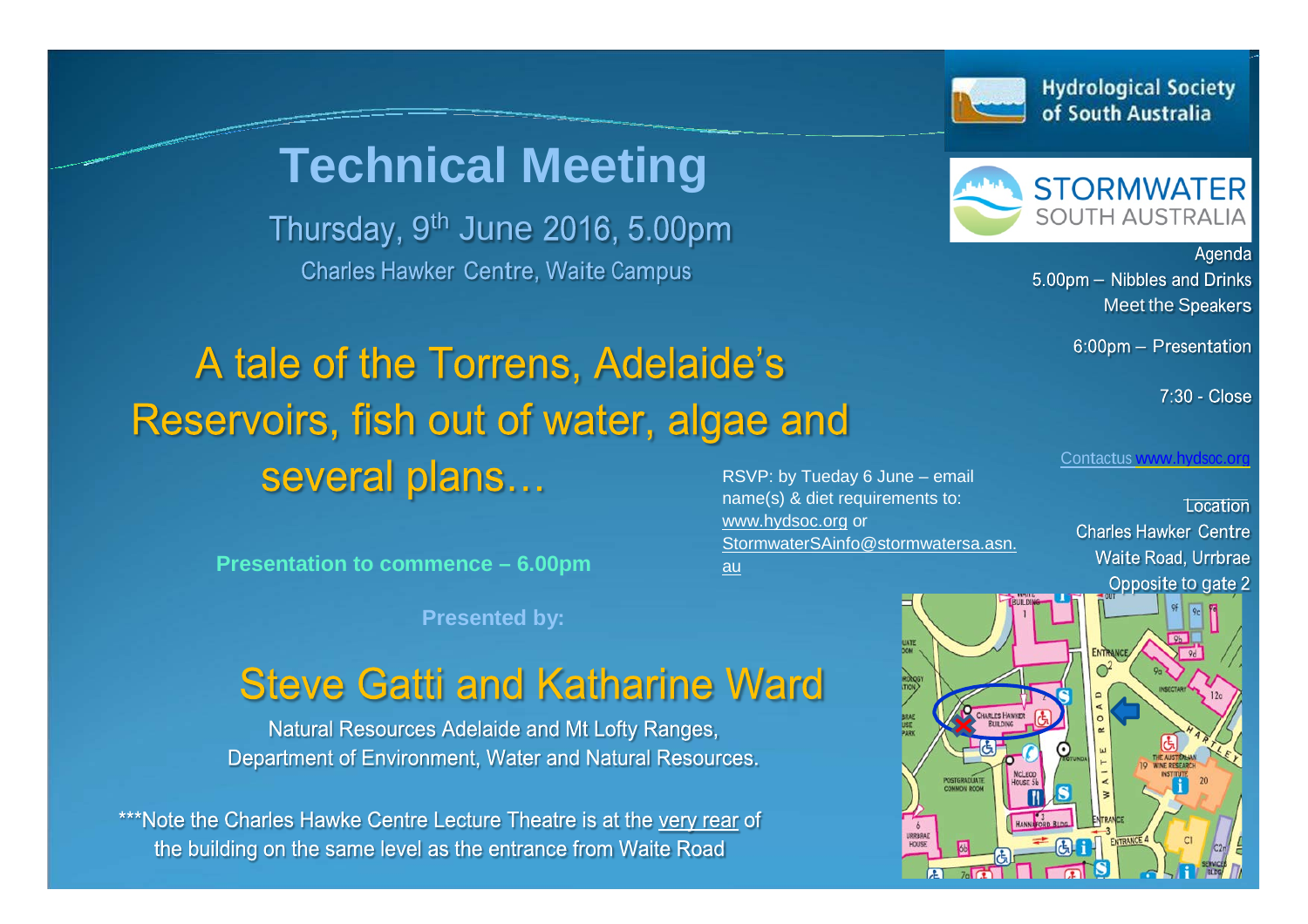Hydrological Society of South Australia

STORMWATER SOUTH AUSTRALIA

# Technical Meeting

Thursday, 9th June 2016, 5.00pm

Charles Hawker Centre, Waite Campus

## A tale of the Torrens, Adelaide's Reservoirs, fish out of water, algae and several plans…

**Presentation to commence – 6.00pm**

**Presented by:**

## Steve Gatti and Katharine Ward

Natural Resources Adelaide and Mt Lofty Ranges,
Department of Environment, Water and Natural Resources.

***Note the Charles Hawke Centre Lecture Theatre is at the very rear of the building on the same level as the entrance from Waite Road

RSVP: by Tueday 6 June – email name(s) & diet requirements to: www.hydsoc.org or StormwaterSAinfo@stormwatersa.asn.au

Agenda

5.00pm – Nibbles and Drinks
Meet the Speakers

6:00pm – Presentation

7:30 - Close

Contactus www.hydsoc.org

Location

Charles Hawker Centre
Waite Road, Urrbrae
Opposite to gate 2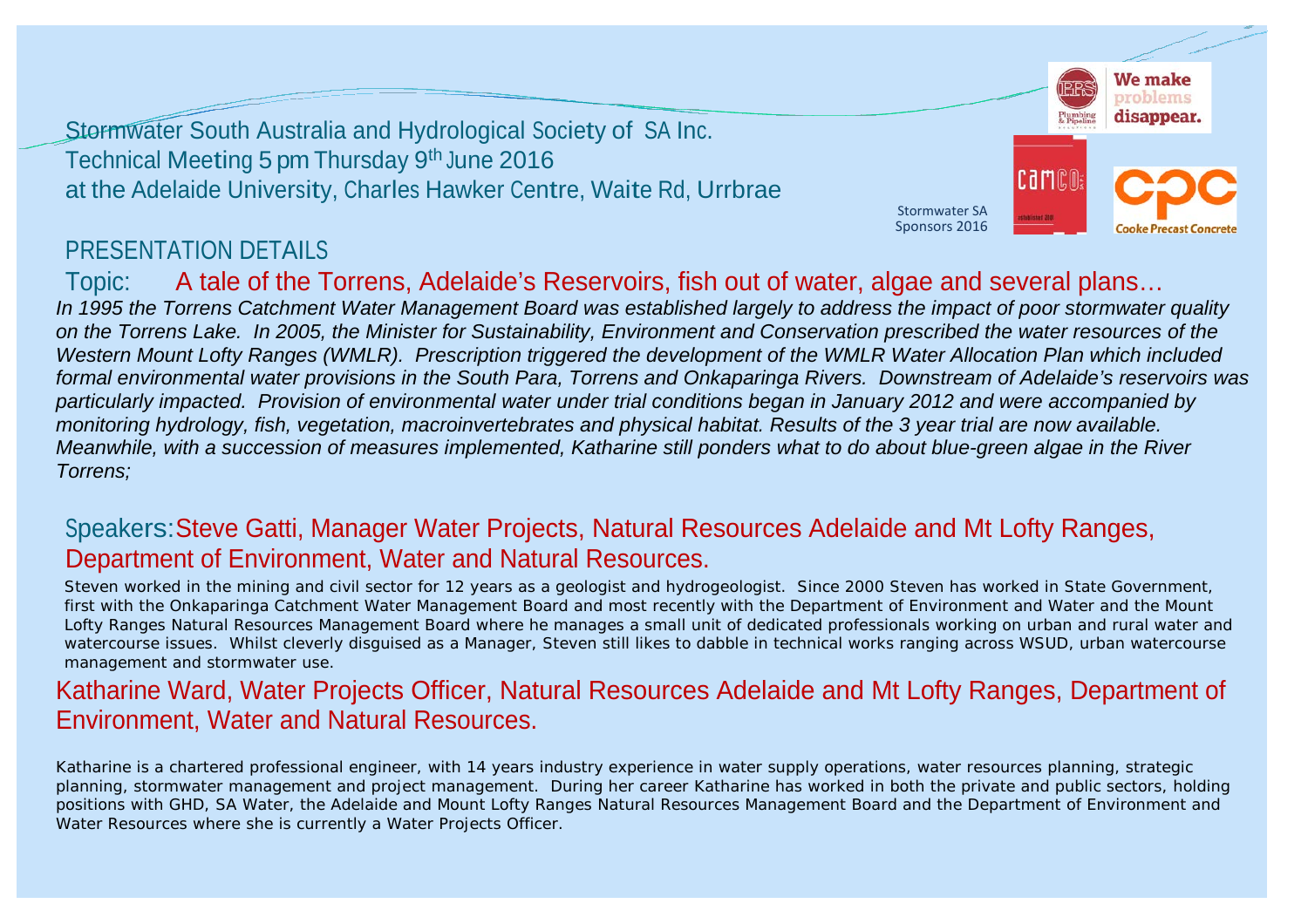Stormwater South Australia and Hydrological Society of SA Inc.
Technical Meeting 5 pm Thursday 9th June 2016
at the Adelaide University, Charles Hawker Centre, Waite Rd, Urrbrae

Stormwater SA Sponsors 2016

We make problems disappear.

Cooke Precast Concrete

## PRESENTATION DETAILS

### Topic: A tale of the Torrens, Adelaide's Reservoirs, fish out of water, algae and several plans…

*In 1995 the Torrens Catchment Water Management Board was established largely to address the impact of poor stormwater quality on the Torrens Lake. In 2005, the Minister for Sustainability, Environment and Conservation prescribed the water resources of the Western Mount Lofty Ranges (WMLR). Prescription triggered the development of the WMLR Water Allocation Plan which included formal environmental water provisions in the South Para, Torrens and Onkaparinga Rivers. Downstream of Adelaide's reservoirs was particularly impacted. Provision of environmental water under trial conditions began in January 2012 and were accompanied by monitoring hydrology, fish, vegetation, macroinvertebrates and physical habitat. Results of the 3 year trial are now available. Meanwhile, with a succession of measures implemented, Katharine still ponders what to do about blue-green algae in the River Torrens;*

### Speakers: Steve Gatti, Manager Water Projects, Natural Resources Adelaide and Mt Lofty Ranges, Department of Environment, Water and Natural Resources.

Steven worked in the mining and civil sector for 12 years as a geologist and hydrogeologist. Since 2000 Steven has worked in State Government, first with the Onkaparinga Catchment Water Management Board and most recently with the Department of Environment and Water and the Mount Lofty Ranges Natural Resources Management Board where he manages a small unit of dedicated professionals working on urban and rural water and watercourse issues. Whilst cleverly disguised as a Manager, Steven still likes to dabble in technical works ranging across WSUD, urban watercourse management and stormwater use.

### Katharine Ward, Water Projects Officer, Natural Resources Adelaide and Mt Lofty Ranges, Department of Environment, Water and Natural Resources.

Katharine is a chartered professional engineer, with 14 years industry experience in water supply operations, water resources planning, strategic planning, stormwater management and project management. During her career Katharine has worked in both the private and public sectors, holding positions with GHD, SA Water, the Adelaide and Mount Lofty Ranges Natural Resources Management Board and the Department of Environment and Water Resources where she is currently a Water Projects Officer.